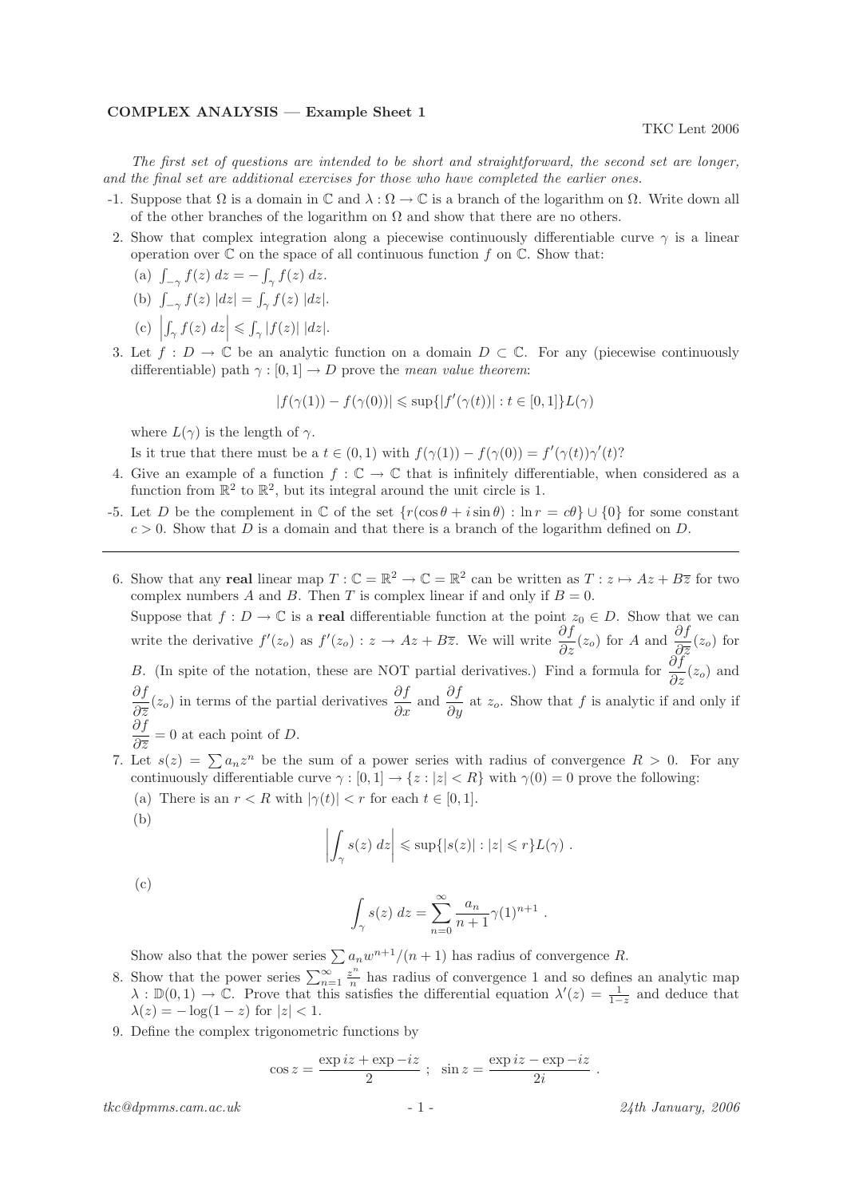**COMPLEX ANALYSIS — Example Sheet 1**

TKC Lent 2006

*The first set of questions are intended to be short and straightforward, the second set are longer, and the final set are additional exercises for those who have completed the earlier ones.*

-1. Suppose that $\Omega$ is a domain in $\mathbb{C}$ and $\lambda : \Omega \to \mathbb{C}$ is a branch of the logarithm on $\Omega$. Write down all of the other branches of the logarithm on $\Omega$ and show that there are no others.

2. Show that complex integration along a piecewise continuously differentiable curve $\gamma$ is a linear operation over $\mathbb{C}$ on the space of all continuous function $f$ on $\mathbb{C}$. Show that:
   (a) $\int_{-\gamma} f(z)\, dz = -\int_\gamma f(z)\, dz$.
   (b) $\int_{-\gamma} f(z)\, |dz| = \int_\gamma f(z)\, |dz|$.
   (c) $\left| \int_\gamma f(z)\, dz \right| \leqslant \int_\gamma |f(z)|\, |dz|$.

3. Let $f : D \to \mathbb{C}$ be an analytic function on a domain $D \subset \mathbb{C}$. For any (piecewise continuously differentiable) path $\gamma : [0,1] \to D$ prove the *mean value theorem*:
$$|f(\gamma(1)) - f(\gamma(0))| \leqslant \sup\{|f'(\gamma(t))| : t \in [0,1]\} L(\gamma)$$
where $L(\gamma)$ is the length of $\gamma$.
Is it true that there must be a $t \in (0,1)$ with $f(\gamma(1)) - f(\gamma(0)) = f'(\gamma(t))\gamma'(t)$?

4. Give an example of a function $f : \mathbb{C} \to \mathbb{C}$ that is infinitely differentiable, when considered as a function from $\mathbb{R}^2$ to $\mathbb{R}^2$, but its integral around the unit circle is 1.

-5. Let $D$ be the complement in $\mathbb{C}$ of the set $\{r(\cos\theta + i \sin\theta) : \ln r = c\theta\} \cup \{0\}$ for some constant $c > 0$. Show that $D$ is a domain and that there is a branch of the logarithm defined on $D$.

---

6. Show that any **real** linear map $T : \mathbb{C} = \mathbb{R}^2 \to \mathbb{C} = \mathbb{R}^2$ can be written as $T : z \mapsto Az + B\overline{z}$ for two complex numbers $A$ and $B$. Then $T$ is complex linear if and only if $B = 0$.
Suppose that $f : D \to \mathbb{C}$ is a **real** differentiable function at the point $z_0 \in D$. Show that we can write the derivative $f'(z_o)$ as $f'(z_o) : z \to Az + B\overline{z}$. We will write $\frac{\partial f}{\partial z}(z_o)$ for $A$ and $\frac{\partial f}{\partial \overline{z}}(z_o)$ for $B$. (In spite of the notation, these are NOT partial derivatives.) Find a formula for $\frac{\partial f}{\partial z}(z_o)$ and $\frac{\partial f}{\partial \overline{z}}(z_o)$ in terms of the partial derivatives $\frac{\partial f}{\partial x}$ and $\frac{\partial f}{\partial y}$ at $z_o$. Show that $f$ is analytic if and only if $\frac{\partial f}{\partial \overline{z}} = 0$ at each point of $D$.

7. Let $s(z) = \sum a_n z^n$ be the sum of a power series with radius of convergence $R > 0$. For any continuously differentiable curve $\gamma : [0,1] \to \{z : |z| < R\}$ with $\gamma(0) = 0$ prove the following:
   (a) There is an $r < R$ with $|\gamma(t)| < r$ for each $t \in [0,1]$.
   (b)
$$\left| \int_\gamma s(z)\, dz \right| \leqslant \sup\{|s(z)| : |z| \leqslant r\} L(\gamma) .$$
   (c)
$$\int_\gamma s(z)\, dz = \sum_{n=0}^{\infty} \frac{a_n}{n+1} \gamma(1)^{n+1} .$$
Show also that the power series $\sum a_n w^{n+1}/(n+1)$ has radius of convergence $R$.

8. Show that the power series $\sum_{n=1}^{\infty} \frac{z^n}{n}$ has radius of convergence 1 and so defines an analytic map $\lambda : \mathbb{D}(0,1) \to \mathbb{C}$. Prove that this satisfies the differential equation $\lambda'(z) = \frac{1}{1-z}$ and deduce that $\lambda(z) = -\log(1-z)$ for $|z| < 1$.

9. Define the complex trigonometric functions by
$$\cos z = \frac{\exp iz + \exp -iz}{2} \;;\;\; \sin z = \frac{\exp iz - \exp -iz}{2i} .$$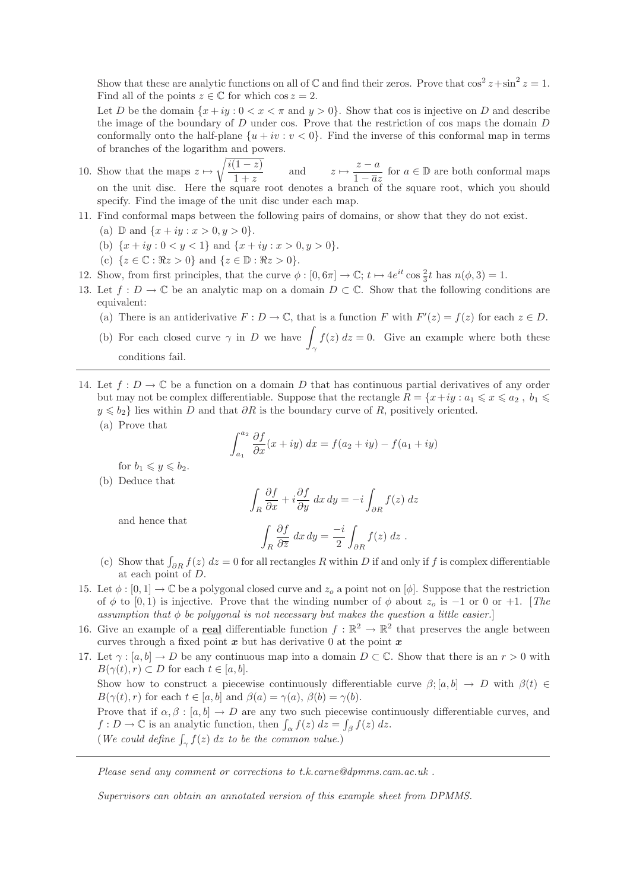Show that these are analytic functions on all of $\mathbb{C}$ and find their zeros. Prove that $\cos^2 z + \sin^2 z = 1$. Find all of the points $z \in \mathbb{C}$ for which $\cos z = 2$.

Let $D$ be the domain $\{x + iy : 0 < x < \pi \text{ and } y > 0\}$. Show that cos is injective on $D$ and describe the image of the boundary of $D$ under cos. Prove that the restriction of cos maps the domain $D$ conformally onto the half-plane $\{u + iv : v < 0\}$. Find the inverse of this conformal map in terms of branches of the logarithm and powers.

10. Show that the maps $z \mapsto \sqrt{\dfrac{i(1-z)}{1+z}}$ and $z \mapsto \dfrac{z-a}{1-\overline{a}z}$ for $a \in \mathbb{D}$ are both conformal maps on the unit disc. Here the square root denotes a branch of the square root, which you should specify. Find the image of the unit disc under each map.

11. Find conformal maps between the following pairs of domains, or show that they do not exist.
    (a) $\mathbb{D}$ and $\{x + iy : x > 0, y > 0\}$.
    (b) $\{x + iy : 0 < y < 1\}$ and $\{x + iy : x > 0, y > 0\}$.
    (c) $\{z \in \mathbb{C} : \Re z > 0\}$ and $\{z \in \mathbb{D} : \Re z > 0\}$.

12. Show, from first principles, that the curve $\phi : [0, 6\pi] \to \mathbb{C};\ t \mapsto 4e^{it}\cos\frac{2}{3}t$ has $n(\phi, 3) = 1$.

13. Let $f : D \to \mathbb{C}$ be an analytic map on a domain $D \subset \mathbb{C}$. Show that the following conditions are equivalent:
    (a) There is an antiderivative $F : D \to \mathbb{C}$, that is a function $F$ with $F'(z) = f(z)$ for each $z \in D$.
    (b) For each closed curve $\gamma$ in $D$ we have $\displaystyle\int_\gamma f(z)\,dz = 0$. Give an example where both these conditions fail.

---

14. Let $f : D \to \mathbb{C}$ be a function on a domain $D$ that has continuous partial derivatives of any order but may not be complex differentiable. Suppose that the rectangle $R = \{x + iy : a_1 \leqslant x \leqslant a_2\ ,\ b_1 \leqslant y \leqslant b_2\}$ lies within $D$ and that $\partial R$ is the boundary curve of $R$, positively oriented.
    (a) Prove that
    $$\int_{a_1}^{a_2} \frac{\partial f}{\partial x}(x + iy)\,dx = f(a_2 + iy) - f(a_1 + iy)$$
    for $b_1 \leqslant y \leqslant b_2$.
    (b) Deduce that
    $$\int_R \frac{\partial f}{\partial x} + i\frac{\partial f}{\partial y}\,dx\,dy = -i\int_{\partial R} f(z)\,dz$$
    and hence that
    $$\int_R \frac{\partial f}{\partial \overline{z}}\,dx\,dy = \frac{-i}{2}\int_{\partial R} f(z)\,dz\ .$$
    (c) Show that $\int_{\partial R} f(z)\,dz = 0$ for all rectangles $R$ within $D$ if and only if $f$ is complex differentiable at each point of $D$.

15. Let $\phi : [0, 1] \to \mathbb{C}$ be a polygonal closed curve and $z_o$ a point not on $[\phi]$. Suppose that the restriction of $\phi$ to $[0, 1)$ is injective. Prove that the winding number of $\phi$ about $z_o$ is $-1$ or $0$ or $+1$. [*The assumption that $\phi$ be polygonal is not necessary but makes the question a little easier.*]

16. Give an example of a **real** differentiable function $f : \mathbb{R}^2 \to \mathbb{R}^2$ that preserves the angle between curves through a fixed point $\boldsymbol{x}$ but has derivative 0 at the point $\boldsymbol{x}$

17. Let $\gamma : [a, b] \to D$ be any continuous map into a domain $D \subset \mathbb{C}$. Show that there is an $r > 0$ with $B(\gamma(t), r) \subset D$ for each $t \in [a, b]$.

    Show how to construct a piecewise continuously differentiable curve $\beta; [a, b] \to D$ with $\beta(t) \in B(\gamma(t), r)$ for each $t \in [a, b]$ and $\beta(a) = \gamma(a)$, $\beta(b) = \gamma(b)$.

    Prove that if $\alpha, \beta : [a, b] \to D$ are any two such piecewise continuously differentiable curves, and $f : D \to \mathbb{C}$ is an analytic function, then $\int_\alpha f(z)\,dz = \int_\beta f(z)\,dz$.

    (*We could define $\int_\gamma f(z)\,dz$ to be the common value.*)

---

*Please send any comment or corrections to t.k.carne@dpmms.cam.ac.uk .*

*Supervisors can obtain an annotated version of this example sheet from DPMMS.*